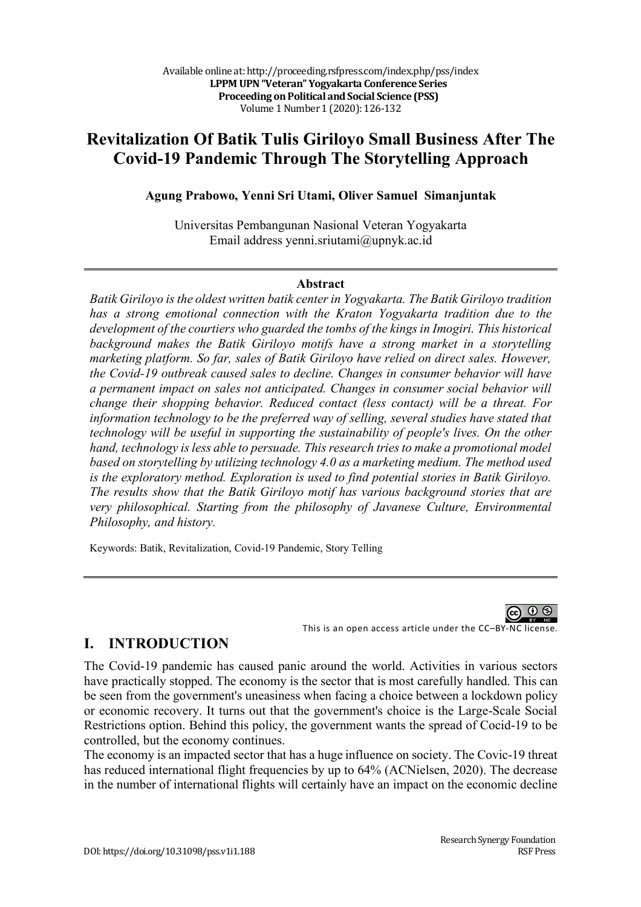# Revitalization Of Batik Tulis Giriloyo Small Business After The Covid-19 Pandemic Through The Storytelling Approach

**Agung Prabowo, Yenni Sri Utami, Oliver Samuel Simanjuntak**

Universitas Pembangunan Nasional Veteran Yogyakarta
Email address yenni.sriutami@upnyk.ac.id

## Abstract

*Batik Giriloyo is the oldest written batik center in Yogyakarta. The Batik Giriloyo tradition has a strong emotional connection with the Kraton Yogyakarta tradition due to the development of the courtiers who guarded the tombs of the kings in Imogiri. This historical background makes the Batik Giriloyo motifs have a strong market in a storytelling marketing platform. So far, sales of Batik Giriloyo have relied on direct sales. However, the Covid-19 outbreak caused sales to decline. Changes in consumer behavior will have a permanent impact on sales not anticipated. Changes in consumer social behavior will change their shopping behavior. Reduced contact (less contact) will be a threat. For information technology to be the preferred way of selling, several studies have stated that technology will be useful in supporting the sustainability of people's lives. On the other hand, technology is less able to persuade. This research tries to make a promotional model based on storytelling by utilizing technology 4.0 as a marketing medium. The method used is the exploratory method. Exploration is used to find potential stories in Batik Giriloyo. The results show that the Batik Giriloyo motif has various background stories that are very philosophical. Starting from the philosophy of Javanese Culture, Environmental Philosophy, and history.*

Keywords: Batik, Revitalization, Covid-19 Pandemic, Story Telling

This is an open access article under the CC–BY-NC license.

## I. INTRODUCTION

The Covid-19 pandemic has caused panic around the world. Activities in various sectors have practically stopped. The economy is the sector that is most carefully handled. This can be seen from the government's uneasiness when facing a choice between a lockdown policy or economic recovery. It turns out that the government's choice is the Large-Scale Social Restrictions option. Behind this policy, the government wants the spread of Cocid-19 to be controlled, but the economy continues.

The economy is an impacted sector that has a huge influence on society. The Covic-19 threat has reduced international flight frequencies by up to 64% (ACNielsen, 2020). The decrease in the number of international flights will certainly have an impact on the economic decline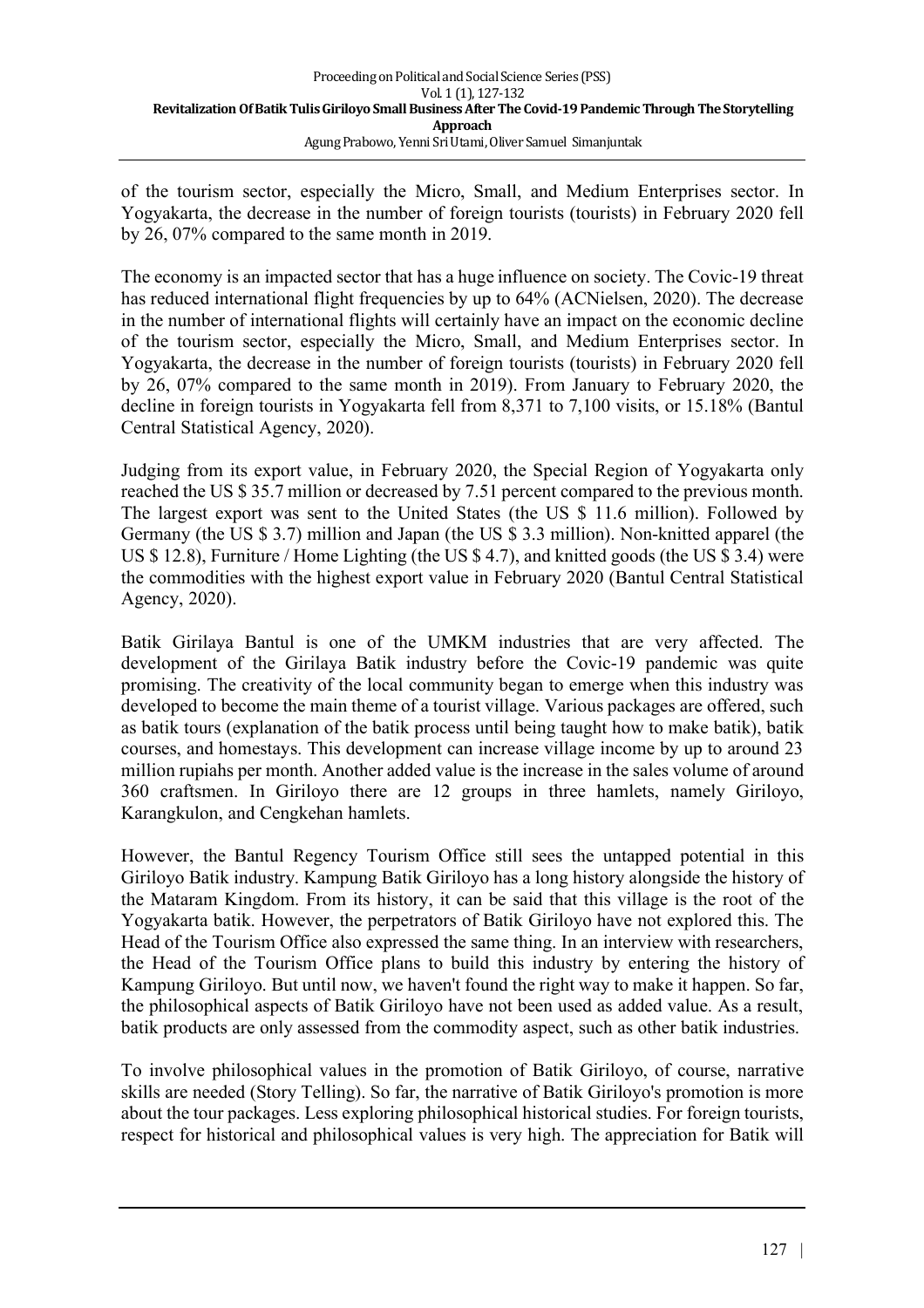of the tourism sector, especially the Micro, Small, and Medium Enterprises sector. In Yogyakarta, the decrease in the number of foreign tourists (tourists) in February 2020 fell by 26, 07% compared to the same month in 2019.

The economy is an impacted sector that has a huge influence on society. The Covic-19 threat has reduced international flight frequencies by up to 64% (ACNielsen, 2020). The decrease in the number of international flights will certainly have an impact on the economic decline of the tourism sector, especially the Micro, Small, and Medium Enterprises sector. In Yogyakarta, the decrease in the number of foreign tourists (tourists) in February 2020 fell by 26, 07% compared to the same month in 2019). From January to February 2020, the decline in foreign tourists in Yogyakarta fell from 8,371 to 7,100 visits, or 15.18% (Bantul Central Statistical Agency, 2020).

Judging from its export value, in February 2020, the Special Region of Yogyakarta only reached the US $ 35.7 million or decreased by 7.51 percent compared to the previous month. The largest export was sent to the United States (the US $ 11.6 million). Followed by Germany (the US $ 3.7) million and Japan (the US $ 3.3 million). Non-knitted apparel (the US $ 12.8), Furniture / Home Lighting (the US $ 4.7), and knitted goods (the US $ 3.4) were the commodities with the highest export value in February 2020 (Bantul Central Statistical Agency, 2020).

Batik Girilaya Bantul is one of the UMKM industries that are very affected. The development of the Girilaya Batik industry before the Covic-19 pandemic was quite promising. The creativity of the local community began to emerge when this industry was developed to become the main theme of a tourist village. Various packages are offered, such as batik tours (explanation of the batik process until being taught how to make batik), batik courses, and homestays. This development can increase village income by up to around 23 million rupiahs per month. Another added value is the increase in the sales volume of around 360 craftsmen. In Giriloyo there are 12 groups in three hamlets, namely Giriloyo, Karangkulon, and Cengkehan hamlets.

However, the Bantul Regency Tourism Office still sees the untapped potential in this Giriloyo Batik industry. Kampung Batik Giriloyo has a long history alongside the history of the Mataram Kingdom. From its history, it can be said that this village is the root of the Yogyakarta batik. However, the perpetrators of Batik Giriloyo have not explored this. The Head of the Tourism Office also expressed the same thing. In an interview with researchers, the Head of the Tourism Office plans to build this industry by entering the history of Kampung Giriloyo. But until now, we haven't found the right way to make it happen. So far, the philosophical aspects of Batik Giriloyo have not been used as added value. As a result, batik products are only assessed from the commodity aspect, such as other batik industries.

To involve philosophical values in the promotion of Batik Giriloyo, of course, narrative skills are needed (Story Telling). So far, the narrative of Batik Giriloyo's promotion is more about the tour packages. Less exploring philosophical historical studies. For foreign tourists, respect for historical and philosophical values is very high. The appreciation for Batik will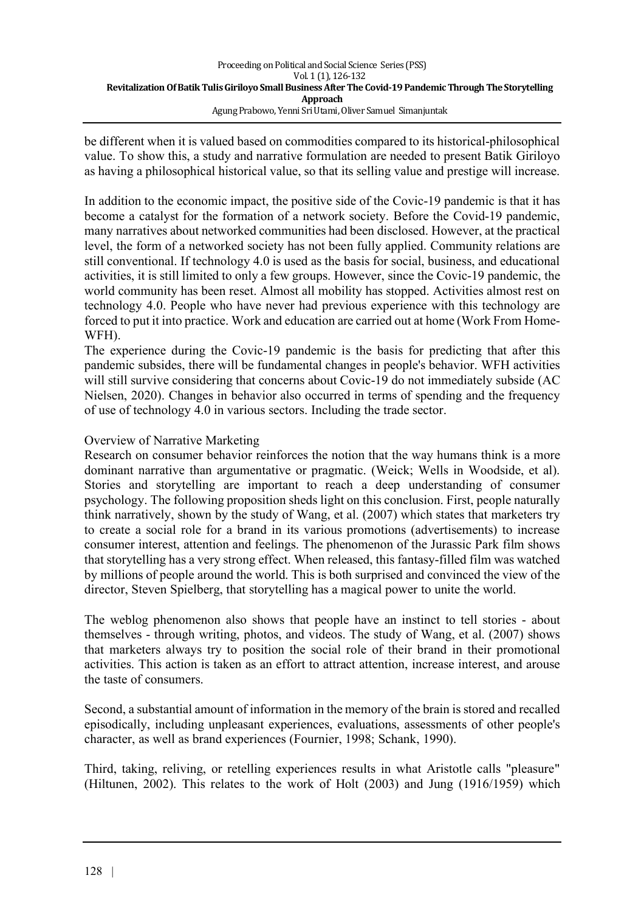be different when it is valued based on commodities compared to its historical-philosophical value. To show this, a study and narrative formulation are needed to present Batik Giriloyo as having a philosophical historical value, so that its selling value and prestige will increase.

In addition to the economic impact, the positive side of the Covic-19 pandemic is that it has become a catalyst for the formation of a network society. Before the Covid-19 pandemic, many narratives about networked communities had been disclosed. However, at the practical level, the form of a networked society has not been fully applied. Community relations are still conventional. If technology 4.0 is used as the basis for social, business, and educational activities, it is still limited to only a few groups. However, since the Covic-19 pandemic, the world community has been reset. Almost all mobility has stopped. Activities almost rest on technology 4.0. People who have never had previous experience with this technology are forced to put it into practice. Work and education are carried out at home (Work From Home-WFH).

The experience during the Covic-19 pandemic is the basis for predicting that after this pandemic subsides, there will be fundamental changes in people's behavior. WFH activities will still survive considering that concerns about Covic-19 do not immediately subside (AC Nielsen, 2020). Changes in behavior also occurred in terms of spending and the frequency of use of technology 4.0 in various sectors. Including the trade sector.

Overview of Narrative Marketing

Research on consumer behavior reinforces the notion that the way humans think is a more dominant narrative than argumentative or pragmatic. (Weick; Wells in Woodside, et al). Stories and storytelling are important to reach a deep understanding of consumer psychology. The following proposition sheds light on this conclusion. First, people naturally think narratively, shown by the study of Wang, et al. (2007) which states that marketers try to create a social role for a brand in its various promotions (advertisements) to increase consumer interest, attention and feelings. The phenomenon of the Jurassic Park film shows that storytelling has a very strong effect. When released, this fantasy-filled film was watched by millions of people around the world. This is both surprised and convinced the view of the director, Steven Spielberg, that storytelling has a magical power to unite the world.

The weblog phenomenon also shows that people have an instinct to tell stories - about themselves - through writing, photos, and videos. The study of Wang, et al. (2007) shows that marketers always try to position the social role of their brand in their promotional activities. This action is taken as an effort to attract attention, increase interest, and arouse the taste of consumers.

Second, a substantial amount of information in the memory of the brain is stored and recalled episodically, including unpleasant experiences, evaluations, assessments of other people's character, as well as brand experiences (Fournier, 1998; Schank, 1990).

Third, taking, reliving, or retelling experiences results in what Aristotle calls "pleasure" (Hiltunen, 2002). This relates to the work of Holt (2003) and Jung (1916/1959) which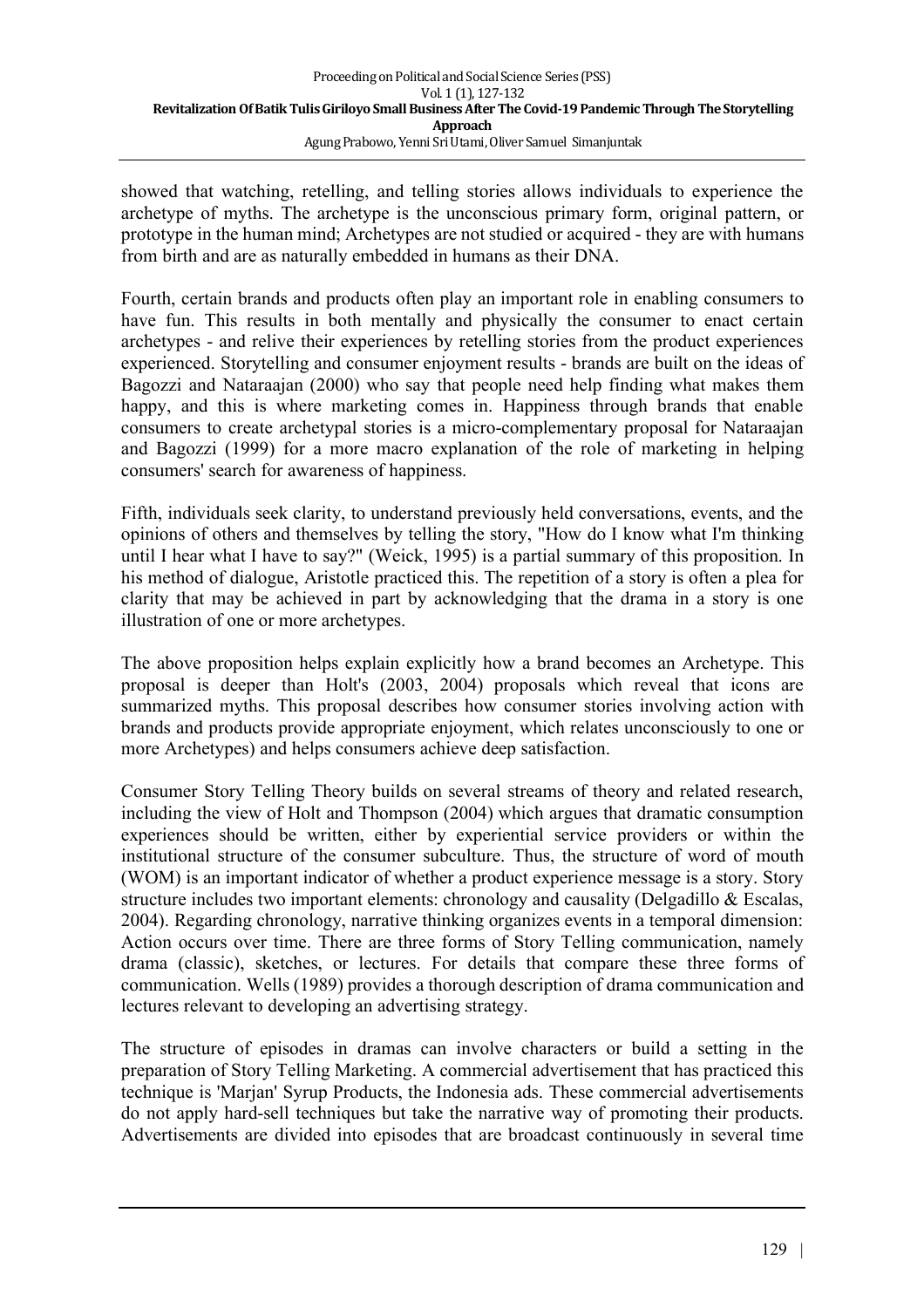showed that watching, retelling, and telling stories allows individuals to experience the archetype of myths. The archetype is the unconscious primary form, original pattern, or prototype in the human mind; Archetypes are not studied or acquired - they are with humans from birth and are as naturally embedded in humans as their DNA.

Fourth, certain brands and products often play an important role in enabling consumers to have fun. This results in both mentally and physically the consumer to enact certain archetypes - and relive their experiences by retelling stories from the product experiences experienced. Storytelling and consumer enjoyment results - brands are built on the ideas of Bagozzi and Nataraajan (2000) who say that people need help finding what makes them happy, and this is where marketing comes in. Happiness through brands that enable consumers to create archetypal stories is a micro-complementary proposal for Nataraajan and Bagozzi (1999) for a more macro explanation of the role of marketing in helping consumers' search for awareness of happiness.

Fifth, individuals seek clarity, to understand previously held conversations, events, and the opinions of others and themselves by telling the story, "How do I know what I'm thinking until I hear what I have to say?" (Weick, 1995) is a partial summary of this proposition. In his method of dialogue, Aristotle practiced this. The repetition of a story is often a plea for clarity that may be achieved in part by acknowledging that the drama in a story is one illustration of one or more archetypes.

The above proposition helps explain explicitly how a brand becomes an Archetype. This proposal is deeper than Holt's (2003, 2004) proposals which reveal that icons are summarized myths. This proposal describes how consumer stories involving action with brands and products provide appropriate enjoyment, which relates unconsciously to one or more Archetypes) and helps consumers achieve deep satisfaction.

Consumer Story Telling Theory builds on several streams of theory and related research, including the view of Holt and Thompson (2004) which argues that dramatic consumption experiences should be written, either by experiential service providers or within the institutional structure of the consumer subculture. Thus, the structure of word of mouth (WOM) is an important indicator of whether a product experience message is a story. Story structure includes two important elements: chronology and causality (Delgadillo & Escalas, 2004). Regarding chronology, narrative thinking organizes events in a temporal dimension: Action occurs over time. There are three forms of Story Telling communication, namely drama (classic), sketches, or lectures. For details that compare these three forms of communication. Wells (1989) provides a thorough description of drama communication and lectures relevant to developing an advertising strategy.

The structure of episodes in dramas can involve characters or build a setting in the preparation of Story Telling Marketing. A commercial advertisement that has practiced this technique is 'Marjan' Syrup Products, the Indonesia ads. These commercial advertisements do not apply hard-sell techniques but take the narrative way of promoting their products. Advertisements are divided into episodes that are broadcast continuously in several time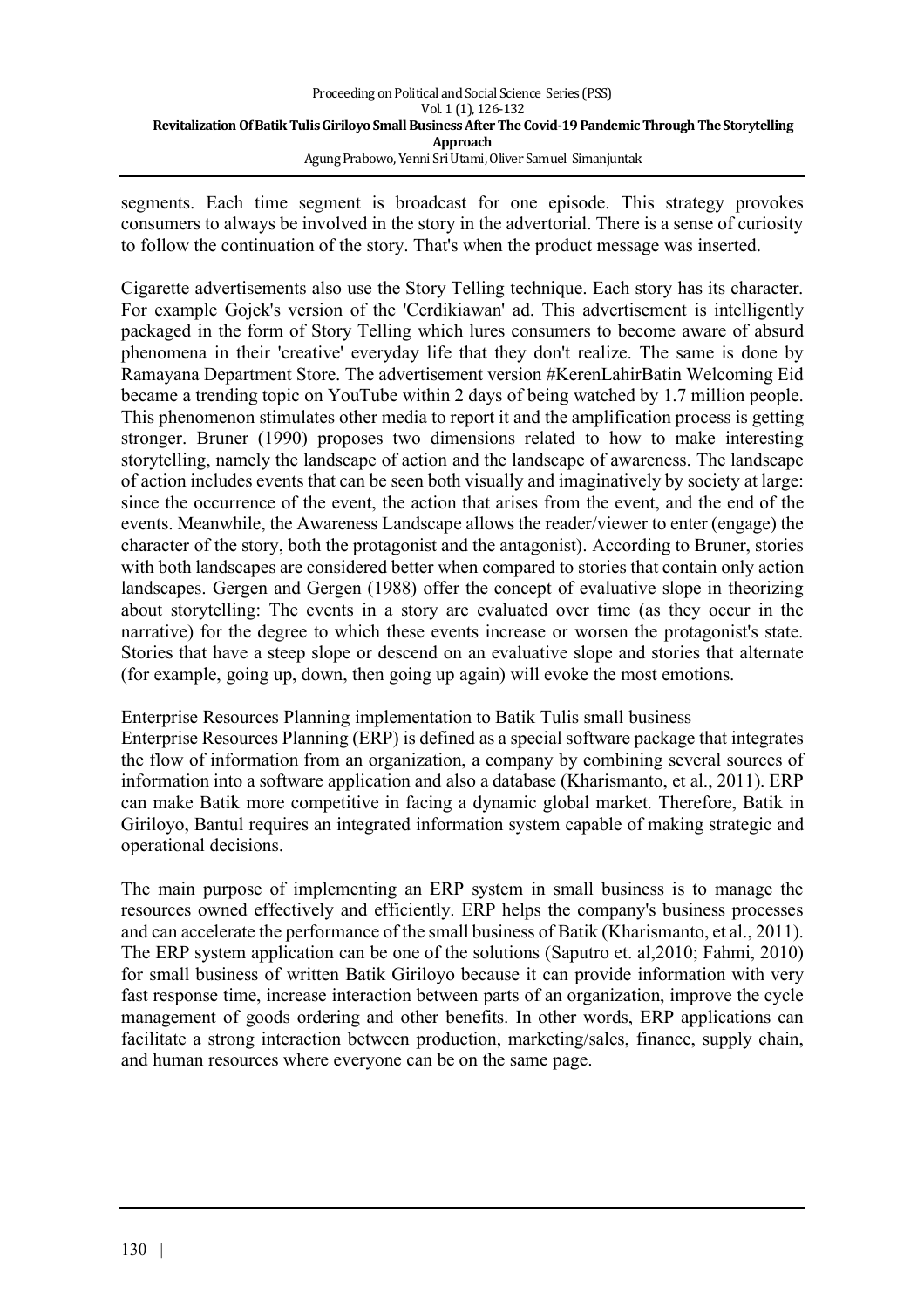segments. Each time segment is broadcast for one episode. This strategy provokes consumers to always be involved in the story in the advertorial. There is a sense of curiosity to follow the continuation of the story. That's when the product message was inserted.

Cigarette advertisements also use the Story Telling technique. Each story has its character. For example Gojek's version of the 'Cerdikiawan' ad. This advertisement is intelligently packaged in the form of Story Telling which lures consumers to become aware of absurd phenomena in their 'creative' everyday life that they don't realize. The same is done by Ramayana Department Store. The advertisement version #KerenLahirBatin Welcoming Eid became a trending topic on YouTube within 2 days of being watched by 1.7 million people. This phenomenon stimulates other media to report it and the amplification process is getting stronger. Bruner (1990) proposes two dimensions related to how to make interesting storytelling, namely the landscape of action and the landscape of awareness. The landscape of action includes events that can be seen both visually and imaginatively by society at large: since the occurrence of the event, the action that arises from the event, and the end of the events. Meanwhile, the Awareness Landscape allows the reader/viewer to enter (engage) the character of the story, both the protagonist and the antagonist). According to Bruner, stories with both landscapes are considered better when compared to stories that contain only action landscapes. Gergen and Gergen (1988) offer the concept of evaluative slope in theorizing about storytelling: The events in a story are evaluated over time (as they occur in the narrative) for the degree to which these events increase or worsen the protagonist's state. Stories that have a steep slope or descend on an evaluative slope and stories that alternate (for example, going up, down, then going up again) will evoke the most emotions.

Enterprise Resources Planning implementation to Batik Tulis small business

Enterprise Resources Planning (ERP) is defined as a special software package that integrates the flow of information from an organization, a company by combining several sources of information into a software application and also a database (Kharismanto, et al., 2011). ERP can make Batik more competitive in facing a dynamic global market. Therefore, Batik in Giriloyo, Bantul requires an integrated information system capable of making strategic and operational decisions.

The main purpose of implementing an ERP system in small business is to manage the resources owned effectively and efficiently. ERP helps the company's business processes and can accelerate the performance of the small business of Batik (Kharismanto, et al., 2011). The ERP system application can be one of the solutions (Saputro et. al,2010; Fahmi, 2010) for small business of written Batik Giriloyo because it can provide information with very fast response time, increase interaction between parts of an organization, improve the cycle management of goods ordering and other benefits. In other words, ERP applications can facilitate a strong interaction between production, marketing/sales, finance, supply chain, and human resources where everyone can be on the same page.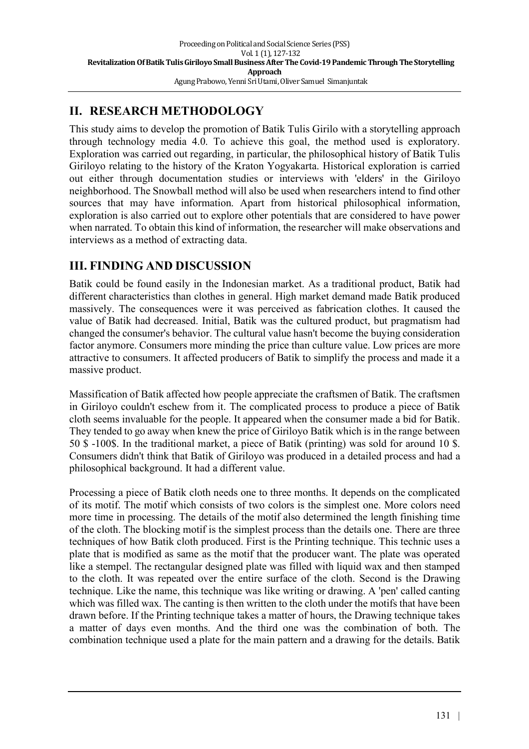## II. RESEARCH METHODOLOGY

This study aims to develop the promotion of Batik Tulis Girilo with a storytelling approach through technology media 4.0. To achieve this goal, the method used is exploratory. Exploration was carried out regarding, in particular, the philosophical history of Batik Tulis Giriloyo relating to the history of the Kraton Yogyakarta. Historical exploration is carried out either through documentation studies or interviews with 'elders' in the Giriloyo neighborhood. The Snowball method will also be used when researchers intend to find other sources that may have information. Apart from historical philosophical information, exploration is also carried out to explore other potentials that are considered to have power when narrated. To obtain this kind of information, the researcher will make observations and interviews as a method of extracting data.

## III. FINDING AND DISCUSSION

Batik could be found easily in the Indonesian market. As a traditional product, Batik had different characteristics than clothes in general. High market demand made Batik produced massively. The consequences were it was perceived as fabrication clothes. It caused the value of Batik had decreased. Initial, Batik was the cultured product, but pragmatism had changed the consumer's behavior. The cultural value hasn't become the buying consideration factor anymore. Consumers more minding the price than culture value. Low prices are more attractive to consumers. It affected producers of Batik to simplify the process and made it a massive product.

Massification of Batik affected how people appreciate the craftsmen of Batik. The craftsmen in Giriloyo couldn't eschew from it. The complicated process to produce a piece of Batik cloth seems invaluable for the people. It appeared when the consumer made a bid for Batik. They tended to go away when knew the price of Giriloyo Batik which is in the range between 50 $ -100$. In the traditional market, a piece of Batik (printing) was sold for around 10 $. Consumers didn't think that Batik of Giriloyo was produced in a detailed process and had a philosophical background. It had a different value.

Processing a piece of Batik cloth needs one to three months. It depends on the complicated of its motif. The motif which consists of two colors is the simplest one. More colors need more time in processing. The details of the motif also determined the length finishing time of the cloth. The blocking motif is the simplest process than the details one. There are three techniques of how Batik cloth produced. First is the Printing technique. This technic uses a plate that is modified as same as the motif that the producer want. The plate was operated like a stempel. The rectangular designed plate was filled with liquid wax and then stamped to the cloth. It was repeated over the entire surface of the cloth. Second is the Drawing technique. Like the name, this technique was like writing or drawing. A 'pen' called canting which was filled wax. The canting is then written to the cloth under the motifs that have been drawn before. If the Printing technique takes a matter of hours, the Drawing technique takes a matter of days even months. And the third one was the combination of both. The combination technique used a plate for the main pattern and a drawing for the details. Batik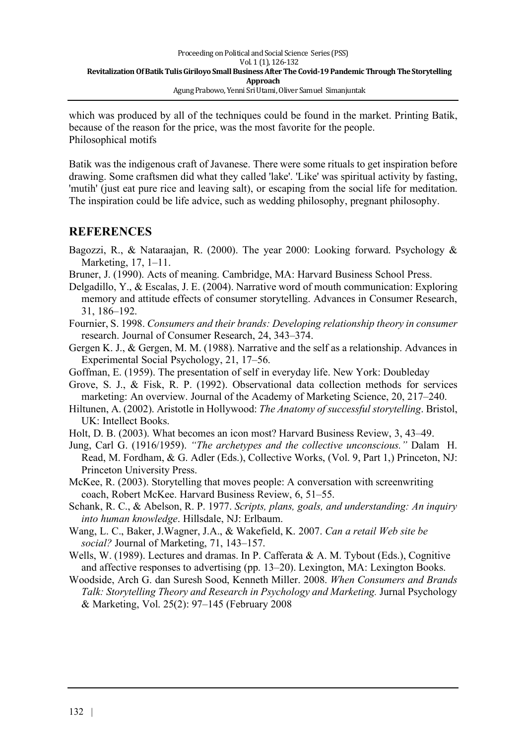which was produced by all of the techniques could be found in the market. Printing Batik, because of the reason for the price, was the most favorite for the people.
Philosophical motifs

Batik was the indigenous craft of Javanese. There were some rituals to get inspiration before drawing. Some craftsmen did what they called 'lake'. 'Like' was spiritual activity by fasting, 'mutih' (just eat pure rice and leaving salt), or escaping from the social life for meditation. The inspiration could be life advice, such as wedding philosophy, pregnant philosophy.

## REFERENCES

Bagozzi, R., & Nataraajan, R. (2000). The year 2000: Looking forward. Psychology & Marketing, 17, 1–11.

Bruner, J. (1990). Acts of meaning. Cambridge, MA: Harvard Business School Press.

Delgadillo, Y., & Escalas, J. E. (2004). Narrative word of mouth communication: Exploring memory and attitude effects of consumer storytelling. Advances in Consumer Research, 31, 186–192.

Fournier, S. 1998. *Consumers and their brands: Developing relationship theory in consumer* research. Journal of Consumer Research, 24, 343–374.

Gergen K. J., & Gergen, M. M. (1988). Narrative and the self as a relationship. Advances in Experimental Social Psychology, 21, 17–56.

Goffman, E. (1959). The presentation of self in everyday life. New York: Doubleday

Grove, S. J., & Fisk, R. P. (1992). Observational data collection methods for services marketing: An overview. Journal of the Academy of Marketing Science, 20, 217–240.

Hiltunen, A. (2002). Aristotle in Hollywood: *The Anatomy of successful storytelling*. Bristol, UK: Intellect Books.

Holt, D. B. (2003). What becomes an icon most? Harvard Business Review, 3, 43–49.

Jung, Carl G. (1916/1959). *"The archetypes and the collective unconscious."* Dalam H. Read, M. Fordham, & G. Adler (Eds.), Collective Works, (Vol. 9, Part 1,) Princeton, NJ: Princeton University Press.

McKee, R. (2003). Storytelling that moves people: A conversation with screenwriting coach, Robert McKee. Harvard Business Review, 6, 51–55.

Schank, R. C., & Abelson, R. P. 1977. *Scripts, plans, goals, and understanding: An inquiry into human knowledge*. Hillsdale, NJ: Erlbaum.

Wang, L. C., Baker, J.Wagner, J.A., & Wakefield, K. 2007. *Can a retail Web site be social?* Journal of Marketing, 71, 143–157.

Wells, W. (1989). Lectures and dramas. In P. Cafferata & A. M. Tybout (Eds.), Cognitive and affective responses to advertising (pp. 13–20). Lexington, MA: Lexington Books.

Woodside, Arch G. dan Suresh Sood, Kenneth Miller. 2008. *When Consumers and Brands Talk: Storytelling Theory and Research in Psychology and Marketing.* Jurnal Psychology & Marketing, Vol. 25(2): 97–145 (February 2008